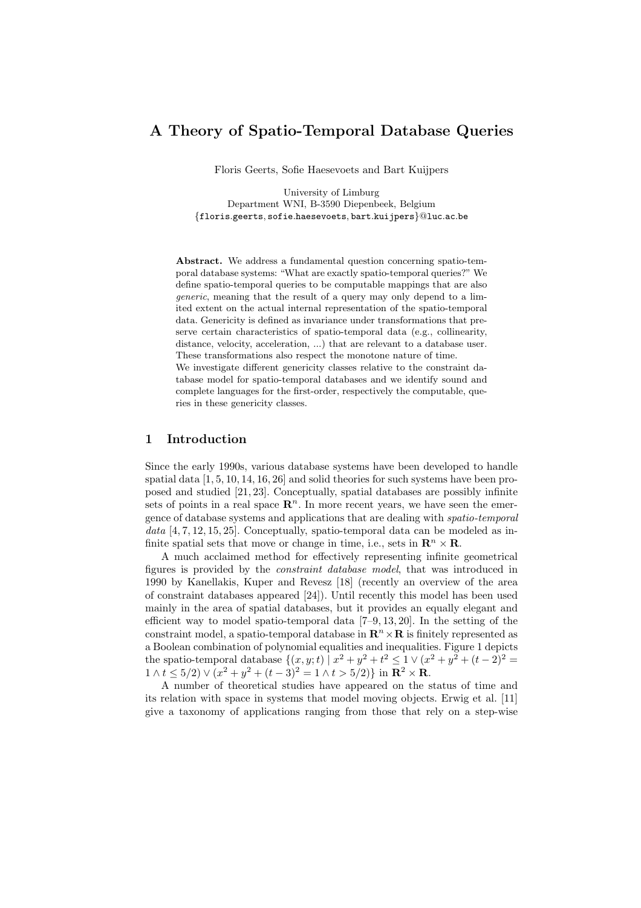# A Theory of Spatio-Temporal Database Queries

Floris Geerts, Sofie Haesevoets and Bart Kuijpers

University of Limburg
Department WNI, B-3590 Diepenbeek, Belgium
{floris.geerts, sofie.haesevoets, bart.kuijpers}@luc.ac.be

**Abstract.** We address a fundamental question concerning spatio-temporal database systems: "What are exactly spatio-temporal queries?" We define spatio-temporal queries to be computable mappings that are also *generic*, meaning that the result of a query may only depend to a limited extent on the actual internal representation of the spatio-temporal data. Genericity is defined as invariance under transformations that preserve certain characteristics of spatio-temporal data (e.g., collinearity, distance, velocity, acceleration, ...) that are relevant to a database user. These transformations also respect the monotone nature of time.
We investigate different genericity classes relative to the constraint database model for spatio-temporal databases and we identify sound and complete languages for the first-order, respectively the computable, queries in these genericity classes.

## 1 Introduction

Since the early 1990s, various database systems have been developed to handle spatial data [1, 5, 10, 14, 16, 26] and solid theories for such systems have been proposed and studied [21, 23]. Conceptually, spatial databases are possibly infinite sets of points in a real space $\mathbf{R}^n$. In more recent years, we have seen the emergence of database systems and applications that are dealing with *spatio-temporal data* [4, 7, 12, 15, 25]. Conceptually, spatio-temporal data can be modeled as infinite spatial sets that move or change in time, i.e., sets in $\mathbf{R}^n \times \mathbf{R}$.

A much acclaimed method for effectively representing infinite geometrical figures is provided by the *constraint database model*, that was introduced in 1990 by Kanellakis, Kuper and Revesz [18] (recently an overview of the area of constraint databases appeared [24]). Until recently this model has been used mainly in the area of spatial databases, but it provides an equally elegant and efficient way to model spatio-temporal data [7–9, 13, 20]. In the setting of the constraint model, a spatio-temporal database in $\mathbf{R}^n \times \mathbf{R}$ is finitely represented as a Boolean combination of polynomial equalities and inequalities. Figure 1 depicts the spatio-temporal database $\{(x, y; t) \mid x^2 + y^2 + t^2 \leq 1 \vee (x^2 + y^2 + (t-2)^2 = 1 \wedge t \leq 5/2) \vee (x^2 + y^2 + (t-3)^2 = 1 \wedge t > 5/2)\}$ in $\mathbf{R}^2 \times \mathbf{R}$.

A number of theoretical studies have appeared on the status of time and its relation with space in systems that model moving objects. Erwig et al. [11] give a taxonomy of applications ranging from those that rely on a step-wise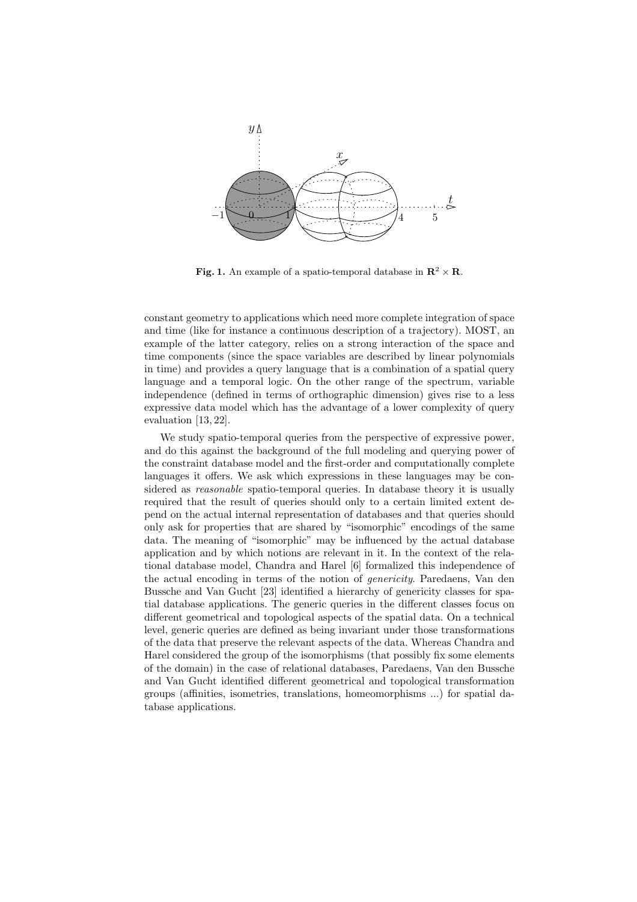y

x

t

−1

0

1

4

5

**Fig. 1.** An example of a spatio-temporal database in $\mathbf{R}^2 \times \mathbf{R}$.

constant geometry to applications which need more complete integration of space and time (like for instance a continuous description of a trajectory). MOST, an example of the latter category, relies on a strong interaction of the space and time components (since the space variables are described by linear polynomials in time) and provides a query language that is a combination of a spatial query language and a temporal logic. On the other range of the spectrum, variable independence (defined in terms of orthographic dimension) gives rise to a less expressive data model which has the advantage of a lower complexity of query evaluation [13, 22].

We study spatio-temporal queries from the perspective of expressive power, and do this against the background of the full modeling and querying power of the constraint database model and the first-order and computationally complete languages it offers. We ask which expressions in these languages may be considered as *reasonable* spatio-temporal queries. In database theory it is usually required that the result of queries should only to a certain limited extent depend on the actual internal representation of databases and that queries should only ask for properties that are shared by "isomorphic" encodings of the same data. The meaning of "isomorphic" may be influenced by the actual database application and by which notions are relevant in it. In the context of the relational database model, Chandra and Harel [6] formalized this independence of the actual encoding in terms of the notion of *genericity*. Paredaens, Van den Bussche and Van Gucht [23] identified a hierarchy of genericity classes for spatial database applications. The generic queries in the different classes focus on different geometrical and topological aspects of the spatial data. On a technical level, generic queries are defined as being invariant under those transformations of the data that preserve the relevant aspects of the data. Whereas Chandra and Harel considered the group of the isomorphisms (that possibly fix some elements of the domain) in the case of relational databases, Paredaens, Van den Bussche and Van Gucht identified different geometrical and topological transformation groups (affinities, isometries, translations, homeomorphisms ...) for spatial database applications.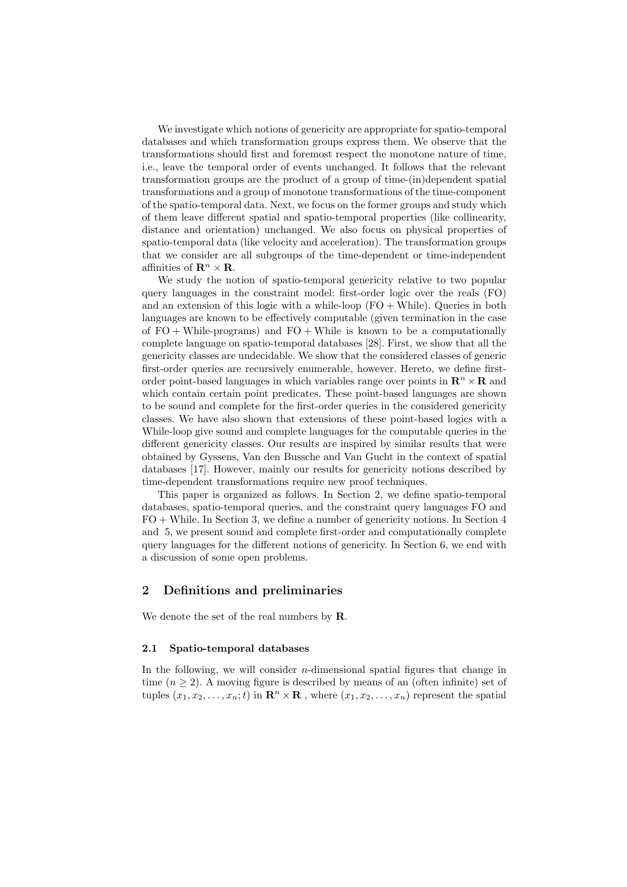We investigate which notions of genericity are appropriate for spatio-temporal databases and which transformation groups express them. We observe that the transformations should first and foremost respect the monotone nature of time, i.e., leave the temporal order of events unchanged. It follows that the relevant transformation groups are the product of a group of time-(in)dependent spatial transformations and a group of monotone transformations of the time-component of the spatio-temporal data. Next, we focus on the former groups and study which of them leave different spatial and spatio-temporal properties (like collinearity, distance and orientation) unchanged. We also focus on physical properties of spatio-temporal data (like velocity and acceleration). The transformation groups that we consider are all subgroups of the time-dependent or time-independent affinities of $\mathbf{R}^n \times \mathbf{R}$.

We study the notion of spatio-temporal genericity relative to two popular query languages in the constraint model: first-order logic over the reals (FO) and an extension of this logic with a while-loop (FO + While). Queries in both languages are known to be effectively computable (given termination in the case of FO + While-programs) and FO + While is known to be a computationally complete language on spatio-temporal databases [28]. First, we show that all the genericity classes are undecidable. We show that the considered classes of generic first-order queries are recursively enumerable, however. Hereto, we define first-order point-based languages in which variables range over points in $\mathbf{R}^n \times \mathbf{R}$ and which contain certain point predicates. These point-based languages are shown to be sound and complete for the first-order queries in the considered genericity classes. We have also shown that extensions of these point-based logics with a While-loop give sound and complete languages for the computable queries in the different genericity classes. Our results are inspired by similar results that were obtained by Gyssens, Van den Bussche and Van Gucht in the context of spatial databases [17]. However, mainly our results for genericity notions described by time-dependent transformations require new proof techniques.

This paper is organized as follows. In Section 2, we define spatio-temporal databases, spatio-temporal queries, and the constraint query languages FO and FO + While. In Section 3, we define a number of genericity notions. In Section 4 and 5, we present sound and complete first-order and computationally complete query languages for the different notions of genericity. In Section 6, we end with a discussion of some open problems.

## 2 Definitions and preliminaries

We denote the set of the real numbers by $\mathbf{R}$.

### 2.1 Spatio-temporal databases

In the following, we will consider $n$-dimensional spatial figures that change in time ($n \geq 2$). A moving figure is described by means of an (often infinite) set of tuples $(x_1, x_2, \ldots, x_n; t)$ in $\mathbf{R}^n \times \mathbf{R}$ , where $(x_1, x_2, \ldots, x_n)$ represent the spatial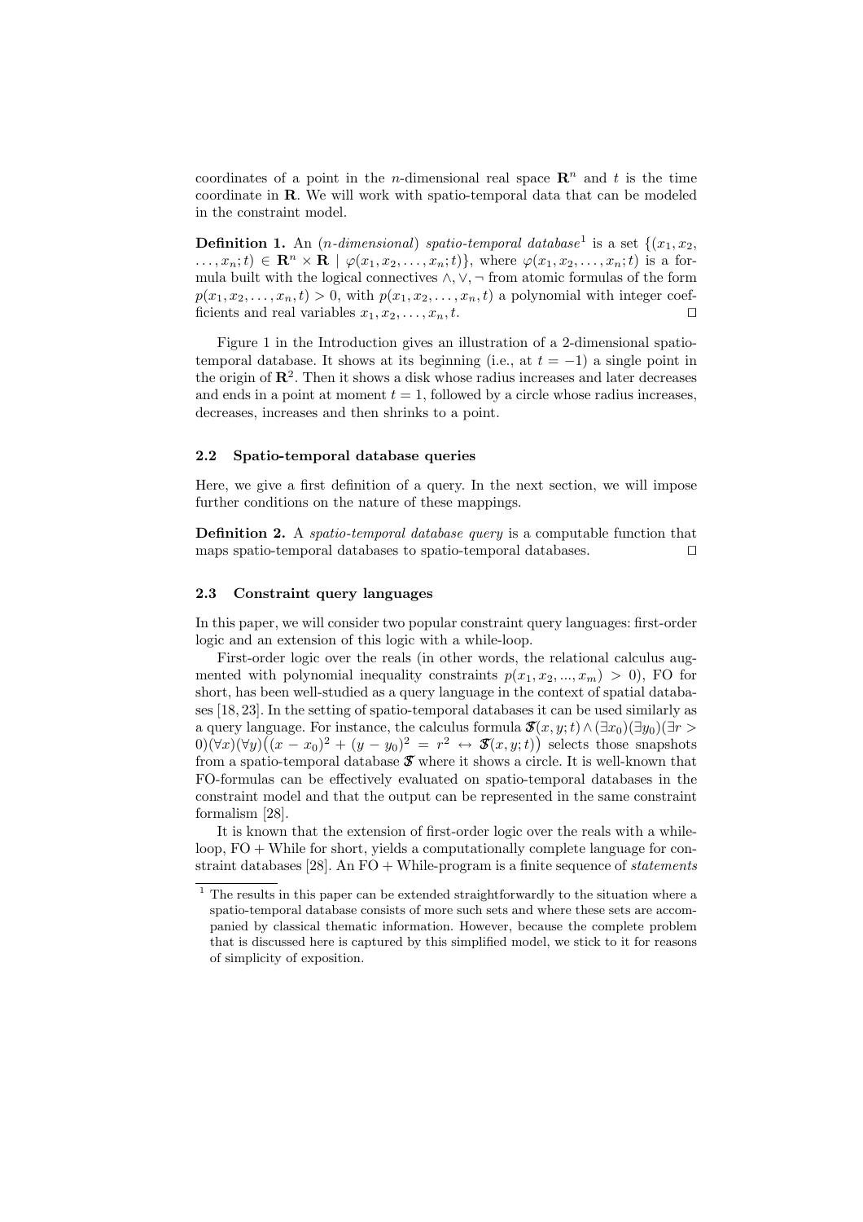coordinates of a point in the $n$-dimensional real space $\mathbf{R}^n$ and $t$ is the time coordinate in $\mathbf{R}$. We will work with spatio-temporal data that can be modeled in the constraint model.

**Definition 1.** An ($n$-*dimensional*) *spatio-temporal database*[1] is a set $\{(x_1, x_2, \ldots, x_n; t) \in \mathbf{R}^n \times \mathbf{R} \mid \varphi(x_1, x_2, \ldots, x_n; t)\}$, where $\varphi(x_1, x_2, \ldots, x_n; t)$ is a formula built with the logical connectives $\wedge, \vee, \neg$ from atomic formulas of the form $p(x_1, x_2, \ldots, x_n, t) > 0$, with $p(x_1, x_2, \ldots, x_n, t)$ a polynomial with integer coefficients and real variables $x_1, x_2, \ldots, x_n, t$. □

Figure 1 in the Introduction gives an illustration of a 2-dimensional spatio-temporal database. It shows at its beginning (i.e., at $t = -1$) a single point in the origin of $\mathbf{R}^2$. Then it shows a disk whose radius increases and later decreases and ends in a point at moment $t = 1$, followed by a circle whose radius increases, decreases, increases and then shrinks to a point.

### 2.2 Spatio-temporal database queries

Here, we give a first definition of a query. In the next section, we will impose further conditions on the nature of these mappings.

**Definition 2.** A *spatio-temporal database query* is a computable function that maps spatio-temporal databases to spatio-temporal databases. □

### 2.3 Constraint query languages

In this paper, we will consider two popular constraint query languages: first-order logic and an extension of this logic with a while-loop.

First-order logic over the reals (in other words, the relational calculus augmented with polynomial inequality constraints $p(x_1, x_2, ..., x_m) > 0$), FO for short, has been well-studied as a query language in the context of spatial databases [18, 23]. In the setting of spatio-temporal databases it can be used similarly as a query language. For instance, the calculus formula $\mathfrak{S}(x, y; t) \wedge (\exists x_0)(\exists y_0)(\exists r > 0)(\forall x)(\forall y)\big((x - x_0)^2 + (y - y_0)^2 = r^2 \leftrightarrow \mathfrak{S}(x, y; t)\big)$ selects those snapshots from a spatio-temporal database $\mathfrak{S}$ where it shows a circle. It is well-known that FO-formulas can be effectively evaluated on spatio-temporal databases in the constraint model and that the output can be represented in the same constraint formalism [28].

It is known that the extension of first-order logic over the reals with a while-loop, FO + While for short, yields a computationally complete language for constraint databases [28]. An FO + While-program is a finite sequence of *statements*

[1] The results in this paper can be extended straightforwardly to the situation where a spatio-temporal database consists of more such sets and where these sets are accompanied by classical thematic information. However, because the complete problem that is discussed here is captured by this simplified model, we stick to it for reasons of simplicity of exposition.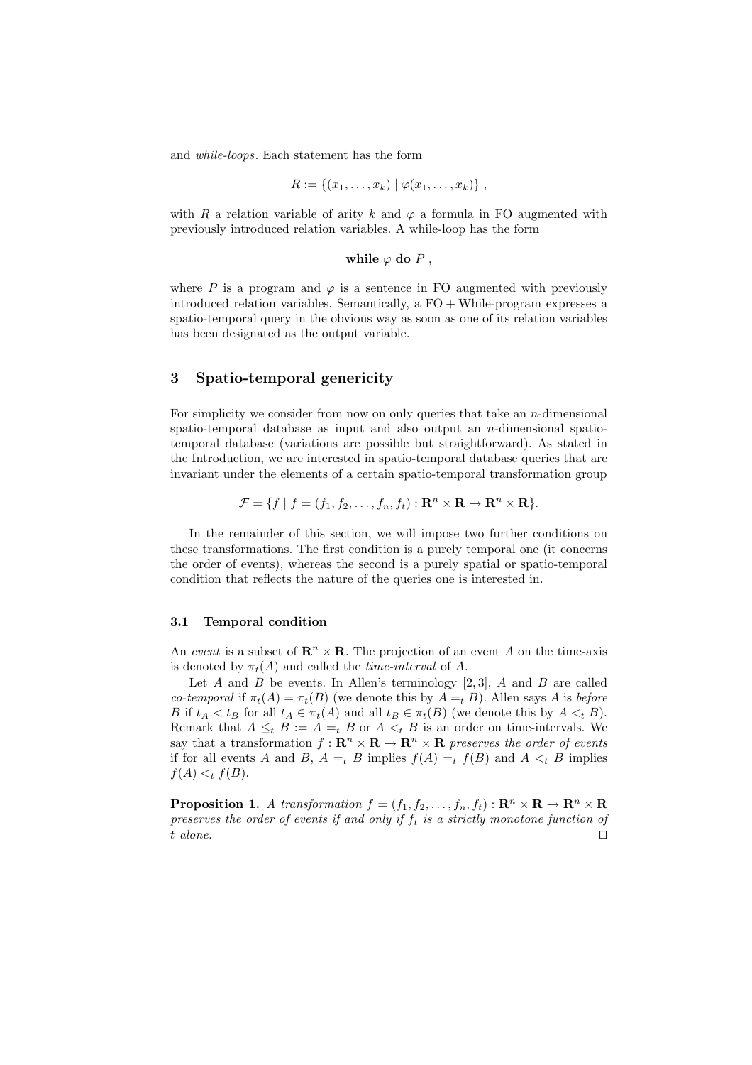and *while-loops*. Each statement has the form

$$R := \{(x_1, \ldots, x_k) \mid \varphi(x_1, \ldots, x_k)\} ,$$

with $R$ a relation variable of arity $k$ and $\varphi$ a formula in FO augmented with previously introduced relation variables. A while-loop has the form

$$\textbf{while } \varphi \textbf{ do } P ,$$

where $P$ is a program and $\varphi$ is a sentence in FO augmented with previously introduced relation variables. Semantically, a FO + While-program expresses a spatio-temporal query in the obvious way as soon as one of its relation variables has been designated as the output variable.

## 3 Spatio-temporal genericity

For simplicity we consider from now on only queries that take an $n$-dimensional spatio-temporal database as input and also output an $n$-dimensional spatio-temporal database (variations are possible but straightforward). As stated in the Introduction, we are interested in spatio-temporal database queries that are invariant under the elements of a certain spatio-temporal transformation group

$$\mathcal{F} = \{f \mid f = (f_1, f_2, \ldots, f_n, f_t) : \mathbf{R}^n \times \mathbf{R} \to \mathbf{R}^n \times \mathbf{R}\}.$$

In the remainder of this section, we will impose two further conditions on these transformations. The first condition is a purely temporal one (it concerns the order of events), whereas the second is a purely spatial or spatio-temporal condition that reflects the nature of the queries one is interested in.

### 3.1 Temporal condition

An *event* is a subset of $\mathbf{R}^n \times \mathbf{R}$. The projection of an event $A$ on the time-axis is denoted by $\pi_t(A)$ and called the *time-interval* of $A$.

Let $A$ and $B$ be events. In Allen's terminology [2, 3], $A$ and $B$ are called *co-temporal* if $\pi_t(A) = \pi_t(B)$ (we denote this by $A =_t B$). Allen says $A$ is *before* $B$ if $t_A < t_B$ for all $t_A \in \pi_t(A)$ and all $t_B \in \pi_t(B)$ (we denote this by $A <_t B$). Remark that $A \leq_t B := A =_t B$ or $A <_t B$ is an order on time-intervals. We say that a transformation $f : \mathbf{R}^n \times \mathbf{R} \to \mathbf{R}^n \times \mathbf{R}$ *preserves the order of events* if for all events $A$ and $B$, $A =_t B$ implies $f(A) =_t f(B)$ and $A <_t B$ implies $f(A) <_t f(B)$.

**Proposition 1.** *A transformation $f = (f_1, f_2, \ldots, f_n, f_t) : \mathbf{R}^n \times \mathbf{R} \to \mathbf{R}^n \times \mathbf{R}$ preserves the order of events if and only if $f_t$ is a strictly monotone function of $t$ alone.* □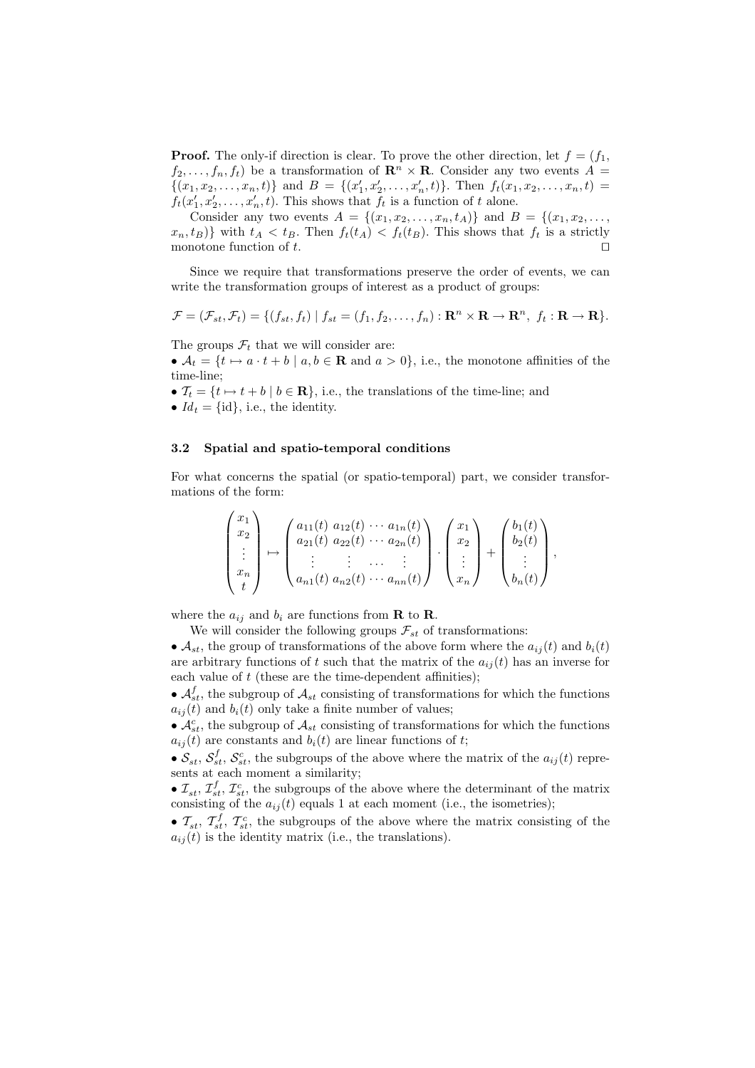**Proof.** The only-if direction is clear. To prove the other direction, let $f = (f_1, f_2, \ldots, f_n, f_t)$ be a transformation of $\mathbf{R}^n \times \mathbf{R}$. Consider any two events $A = \{(x_1, x_2, \ldots, x_n, t)\}$ and $B = \{(x'_1, x'_2, \ldots, x'_n, t)\}$. Then $f_t(x_1, x_2, \ldots, x_n, t) = f_t(x'_1, x'_2, \ldots, x'_n, t)$. This shows that $f_t$ is a function of $t$ alone.

Consider any two events $A = \{(x_1, x_2, \ldots, x_n, t_A)\}$ and $B = \{(x_1, x_2, \ldots, x_n, t_B)\}$ with $t_A < t_B$. Then $f_t(t_A) < f_t(t_B)$. This shows that $f_t$ is a strictly monotone function of $t$. ◻

Since we require that transformations preserve the order of events, we can write the transformation groups of interest as a product of groups:

$$\mathcal{F} = (\mathcal{F}_{st}, \mathcal{F}_t) = \{(f_{st}, f_t) \mid f_{st} = (f_1, f_2, \ldots, f_n) : \mathbf{R}^n \times \mathbf{R} \to \mathbf{R}^n,\ f_t : \mathbf{R} \to \mathbf{R}\}.$$

The groups $\mathcal{F}_t$ that we will consider are:

- $\mathcal{A}_t = \{t \mapsto a \cdot t + b \mid a, b \in \mathbf{R} \text{ and } a > 0\}$, i.e., the monotone affinities of the time-line;
- $\mathcal{T}_t = \{t \mapsto t + b \mid b \in \mathbf{R}\}$, i.e., the translations of the time-line; and
- $Id_t = \{\text{id}\}$, i.e., the identity.

### 3.2 Spatial and spatio-temporal conditions

For what concerns the spatial (or spatio-temporal) part, we consider transformations of the form:

$$\begin{pmatrix} x_1 \\ x_2 \\ \vdots \\ x_n \\ t \end{pmatrix} \mapsto \begin{pmatrix} a_{11}(t) & a_{12}(t) & \cdots & a_{1n}(t) \\ a_{21}(t) & a_{22}(t) & \cdots & a_{2n}(t) \\ \vdots & \vdots & \cdots & \vdots \\ a_{n1}(t) & a_{n2}(t) & \cdots & a_{nn}(t) \end{pmatrix} \cdot \begin{pmatrix} x_1 \\ x_2 \\ \vdots \\ x_n \end{pmatrix} + \begin{pmatrix} b_1(t) \\ b_2(t) \\ \vdots \\ b_n(t) \end{pmatrix},$$

where the $a_{ij}$ and $b_i$ are functions from $\mathbf{R}$ to $\mathbf{R}$.

We will consider the following groups $\mathcal{F}_{st}$ of transformations:

- $\mathcal{A}_{st}$, the group of transformations of the above form where the $a_{ij}(t)$ and $b_i(t)$ are arbitrary functions of $t$ such that the matrix of the $a_{ij}(t)$ has an inverse for each value of $t$ (these are the time-dependent affinities);
- $\mathcal{A}^f_{st}$, the subgroup of $\mathcal{A}_{st}$ consisting of transformations for which the functions $a_{ij}(t)$ and $b_i(t)$ only take a finite number of values;
- $\mathcal{A}^c_{st}$, the subgroup of $\mathcal{A}_{st}$ consisting of transformations for which the functions $a_{ij}(t)$ are constants and $b_i(t)$ are linear functions of $t$;
- $\mathcal{S}_{st}$, $\mathcal{S}^f_{st}$, $\mathcal{S}^c_{st}$, the subgroups of the above where the matrix of the $a_{ij}(t)$ represents at each moment a similarity;
- $\mathcal{I}_{st}$, $\mathcal{I}^f_{st}$, $\mathcal{I}^c_{st}$, the subgroups of the above where the determinant of the matrix consisting of the $a_{ij}(t)$ equals 1 at each moment (i.e., the isometries);
- $\mathcal{T}_{st}$, $\mathcal{T}^f_{st}$, $\mathcal{T}^c_{st}$, the subgroups of the above where the matrix consisting of the $a_{ij}(t)$ is the identity matrix (i.e., the translations).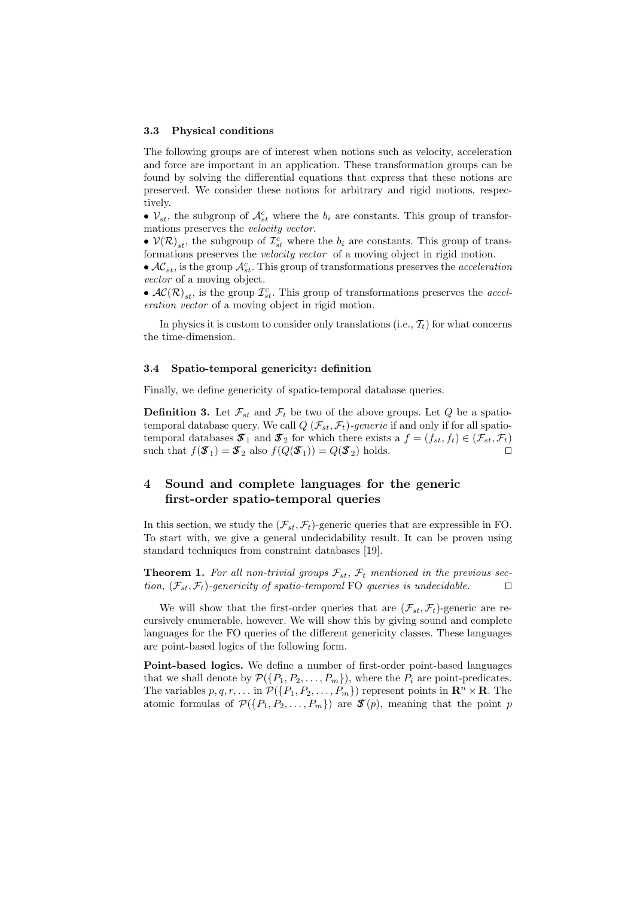### 3.3 Physical conditions

The following groups are of interest when notions such as velocity, acceleration and force are important in an application. These transformation groups can be found by solving the differential equations that express that these notions are preserved. We consider these notions for arbitrary and rigid motions, respectively.

• $\mathcal{V}_{st}$, the subgroup of $\mathcal{A}^c_{st}$ where the $b_i$ are constants. This group of transformations preserves the *velocity vector*.

• $\mathcal{V}(\mathcal{R})_{st}$, the subgroup of $\mathcal{I}^c_{st}$ where the $b_i$ are constants. This group of transformations preserves the *velocity vector* of a moving object in rigid motion.

• $\mathcal{AC}_{st}$, is the group $\mathcal{A}^c_{st}$. This group of transformations preserves the *acceleration vector* of a moving object.

• $\mathcal{AC}(\mathcal{R})_{st}$, is the group $\mathcal{I}^c_{st}$. This group of transformations preserves the *acceleration vector* of a moving object in rigid motion.

In physics it is custom to consider only translations (i.e., $\mathcal{T}_t$) for what concerns the time-dimension.

### 3.4 Spatio-temporal genericity: definition

Finally, we define genericity of spatio-temporal database queries.

**Definition 3.** Let $\mathcal{F}_{st}$ and $\mathcal{F}_t$ be two of the above groups. Let $Q$ be a spatio-temporal database query. We call $Q$ $(\mathcal{F}_{st}, \mathcal{F}_t)$*-generic* if and only if for all spatio-temporal databases $\mathfrak{S}_1$ and $\mathfrak{S}_2$ for which there exists a $f = (f_{st}, f_t) \in (\mathcal{F}_{st}, \mathcal{F}_t)$ such that $f(\mathfrak{S}_1) = \mathfrak{S}_2$ also $f(Q(\mathfrak{S}_1)) = Q(\mathfrak{S}_2)$ holds. □

## 4 Sound and complete languages for the generic first-order spatio-temporal queries

In this section, we study the $(\mathcal{F}_{st}, \mathcal{F}_t)$-generic queries that are expressible in FO. To start with, we give a general undecidability result. It can be proven using standard techniques from constraint databases [19].

**Theorem 1.** *For all non-trivial groups $\mathcal{F}_{st}$, $\mathcal{F}_t$ mentioned in the previous section, $(\mathcal{F}_{st}, \mathcal{F}_t)$-genericity of spatio-temporal* FO *queries is undecidable.* □

We will show that the first-order queries that are $(\mathcal{F}_{st}, \mathcal{F}_t)$-generic are recursively enumerable, however. We will show this by giving sound and complete languages for the FO queries of the different genericity classes. These languages are point-based logics of the following form.

**Point-based logics.** We define a number of first-order point-based languages that we shall denote by $\mathcal{P}(\{P_1, P_2, \ldots, P_m\})$, where the $P_i$ are point-predicates. The variables $p, q, r, \ldots$ in $\mathcal{P}(\{P_1, P_2, \ldots, P_m\})$ represent points in $\mathbf{R}^n \times \mathbf{R}$. The atomic formulas of $\mathcal{P}(\{P_1, P_2, \ldots, P_m\})$ are $\mathfrak{S}(p)$, meaning that the point $p$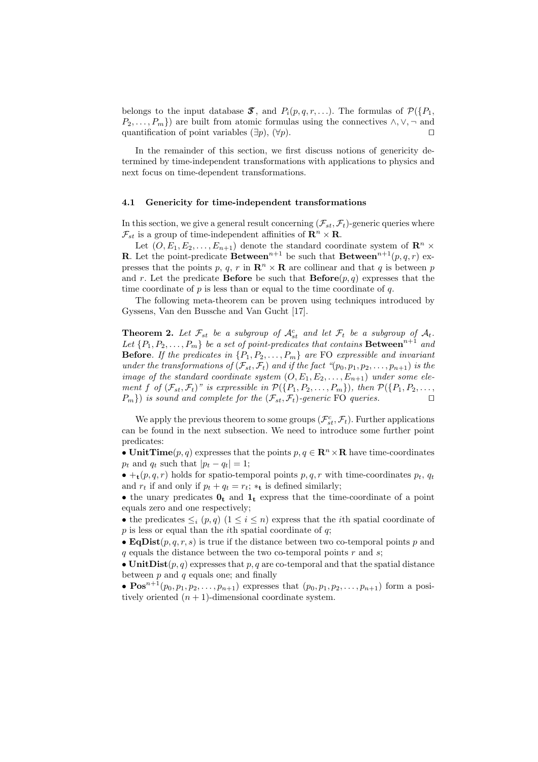belongs to the input database $\mathfrak{S}$, and $P_i(p, q, r, \ldots)$. The formulas of $\mathcal{P}(\{P_1, P_2, \ldots, P_m\})$ are built from atomic formulas using the connectives $\wedge, \vee, \neg$ and quantification of point variables $(\exists p)$, $(\forall p)$. $\square$

In the remainder of this section, we first discuss notions of genericity determined by time-independent transformations with applications to physics and next focus on time-dependent transformations.

### 4.1 Genericity for time-independent transformations

In this section, we give a general result concerning $(\mathcal{F}_{st}, \mathcal{F}_t)$-generic queries where $\mathcal{F}_{st}$ is a group of time-independent affinities of $\mathbf{R}^n \times \mathbf{R}$.

Let $(O, E_1, E_2, \ldots, E_{n+1})$ denote the standard coordinate system of $\mathbf{R}^n \times \mathbf{R}$. Let the point-predicate $\mathbf{Between}^{n+1}$ be such that $\mathbf{Between}^{n+1}(p, q, r)$ expresses that the points $p$, $q$, $r$ in $\mathbf{R}^n \times \mathbf{R}$ are collinear and that $q$ is between $p$ and $r$. Let the predicate **Before** be such that $\mathbf{Before}(p, q)$ expresses that the time coordinate of $p$ is less than or equal to the time coordinate of $q$.

The following meta-theorem can be proven using techniques introduced by Gyssens, Van den Bussche and Van Gucht [17].

**Theorem 2.** *Let $\mathcal{F}_{st}$ be a subgroup of $\mathcal{A}^c_{st}$ and let $\mathcal{F}_t$ be a subgroup of $\mathcal{A}_t$. Let $\{P_1, P_2, \ldots, P_m\}$ be a set of point-predicates that contains $\mathbf{Between}^{n+1}$ and* **Before**. *If the predicates in $\{P_1, P_2, \ldots, P_m\}$ are* FO *expressible and invariant under the transformations of $(\mathcal{F}_{st}, \mathcal{F}_t)$ and if the fact "$(p_0, p_1, p_2, \ldots, p_{n+1})$ is the image of the standard coordinate system $(O, E_1, E_2, \ldots, E_{n+1})$ under some element $f$ of $(\mathcal{F}_{st}, \mathcal{F}_t)$" is expressible in $\mathcal{P}(\{P_1, P_2, \ldots, P_m\})$, then $\mathcal{P}(\{P_1, P_2, \ldots, P_m\})$ is sound and complete for the $(\mathcal{F}_{st}, \mathcal{F}_t)$-generic* FO *queries.* $\square$

We apply the previous theorem to some groups $(\mathcal{F}^c_{st}, \mathcal{F}_t)$. Further applications can be found in the next subsection. We need to introduce some further point predicates:

- $\mathbf{UnitTime}(p, q)$ expresses that the points $p, q \in \mathbf{R}^n \times \mathbf{R}$ have time-coordinates $p_t$ and $q_t$ such that $|p_t - q_t| = 1$;
- $+_{\mathbf{t}}(p, q, r)$ holds for spatio-temporal points $p, q, r$ with time-coordinates $p_t$, $q_t$ and $r_t$ if and only if $p_t + q_t = r_t$; $*_{\mathbf{t}}$ is defined similarly;
- the unary predicates $\mathbf{0_t}$ and $\mathbf{1_t}$ express that the time-coordinate of a point equals zero and one respectively;
- the predicates $\leq_i (p, q)$ $(1 \leq i \leq n)$ express that the $i$th spatial coordinate of $p$ is less or equal than the $i$th spatial coordinate of $q$;
- $\mathbf{EqDist}(p, q, r, s)$ is true if the distance between two co-temporal points $p$ and $q$ equals the distance between the two co-temporal points $r$ and $s$;
- $\mathbf{UnitDist}(p, q)$ expresses that $p, q$ are co-temporal and that the spatial distance between $p$ and $q$ equals one; and finally
- $\mathbf{Pos}^{n+1}(p_0, p_1, p_2, \ldots, p_{n+1})$ expresses that $(p_0, p_1, p_2, \ldots, p_{n+1})$ form a positively oriented $(n+1)$-dimensional coordinate system.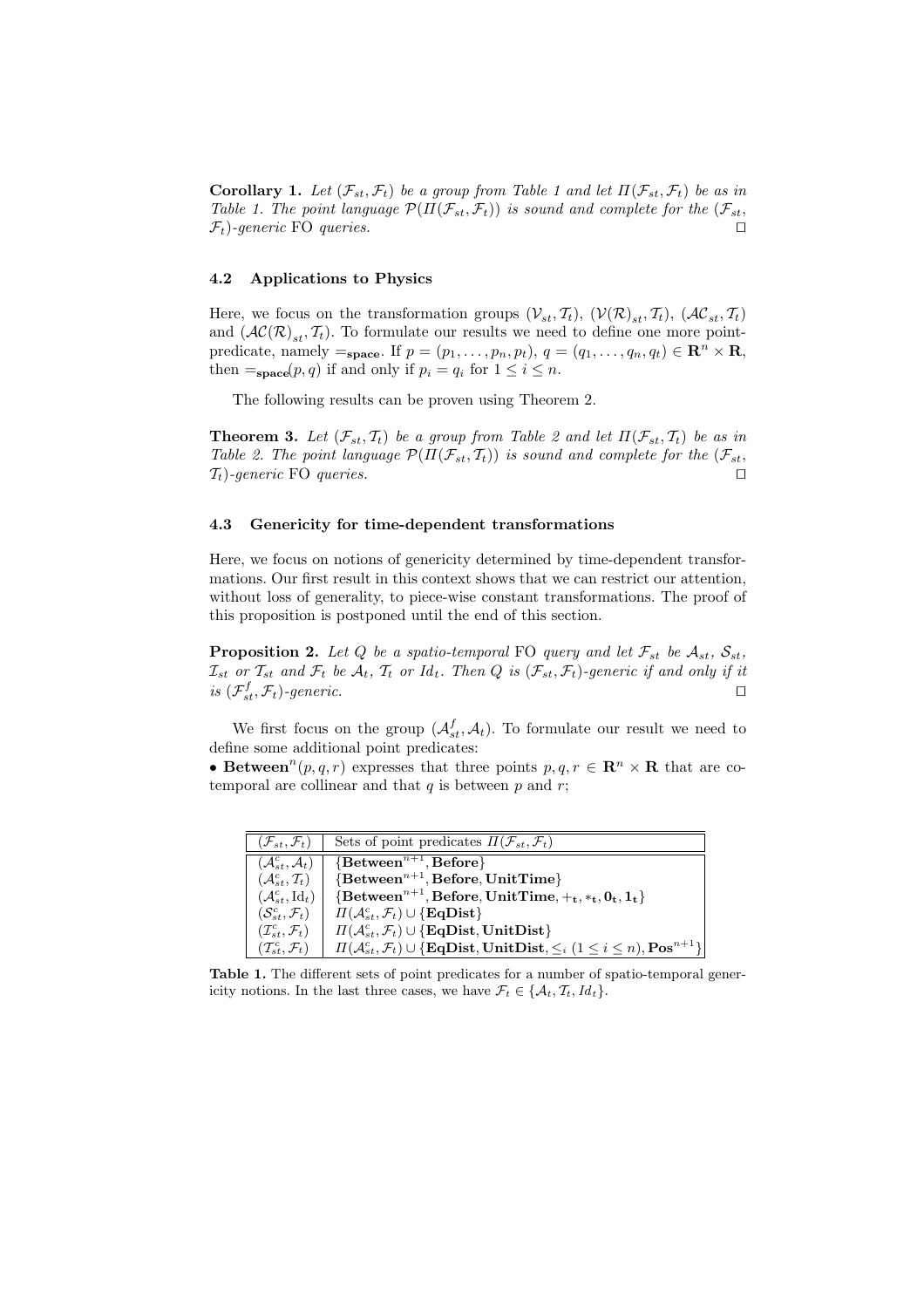**Corollary 1.** *Let $(\mathcal{F}_{st}, \mathcal{F}_t)$ be a group from Table 1 and let $\Pi(\mathcal{F}_{st}, \mathcal{F}_t)$ be as in Table 1. The point language $\mathcal{P}(\Pi(\mathcal{F}_{st}, \mathcal{F}_t))$ is sound and complete for the $(\mathcal{F}_{st}, \mathcal{F}_t)$-generic* FO *queries.* ☐

### 4.2 Applications to Physics

Here, we focus on the transformation groups $(\mathcal{V}_{st}, \mathcal{T}_t)$, $(\mathcal{V}(\mathcal{R})_{st}, \mathcal{T}_t)$, $(\mathcal{AC}_{st}, \mathcal{T}_t)$ and $(\mathcal{AC}(\mathcal{R})_{st}, \mathcal{T}_t)$. To formulate our results we need to define one more point-predicate, namely $=_{\mathbf{space}}$. If $p = (p_1, \ldots, p_n, p_t)$, $q = (q_1, \ldots, q_n, q_t) \in \mathbf{R}^n \times \mathbf{R}$, then $=_{\mathbf{space}}(p, q)$ if and only if $p_i = q_i$ for $1 \leq i \leq n$.

The following results can be proven using Theorem 2.

**Theorem 3.** *Let $(\mathcal{F}_{st}, \mathcal{T}_t)$ be a group from Table 2 and let $\Pi(\mathcal{F}_{st}, \mathcal{T}_t)$ be as in Table 2. The point language $\mathcal{P}(\Pi(\mathcal{F}_{st}, \mathcal{T}_t))$ is sound and complete for the $(\mathcal{F}_{st}, \mathcal{T}_t)$-generic* FO *queries.* ☐

### 4.3 Genericity for time-dependent transformations

Here, we focus on notions of genericity determined by time-dependent transformations. Our first result in this context shows that we can restrict our attention, without loss of generality, to piece-wise constant transformations. The proof of this proposition is postponed until the end of this section.

**Proposition 2.** *Let $Q$ be a spatio-temporal* FO *query and let $\mathcal{F}_{st}$ be $\mathcal{A}_{st}$, $\mathcal{S}_{st}$, $\mathcal{I}_{st}$ or $\mathcal{T}_{st}$ and $\mathcal{F}_t$ be $\mathcal{A}_t$, $\mathcal{T}_t$ or $Id_t$. Then $Q$ is $(\mathcal{F}_{st}, \mathcal{F}_t)$-generic if and only if it is $(\mathcal{F}^f_{st}, \mathcal{F}_t)$-generic.* ☐

We first focus on the group $(\mathcal{A}^f_{st}, \mathcal{A}_t)$. To formulate our result we need to define some additional point predicates:

- $\mathbf{Between}^n(p, q, r)$ expresses that three points $p, q, r \in \mathbf{R}^n \times \mathbf{R}$ that are co-temporal are collinear and that $q$ is between $p$ and $r$;

| $(\mathcal{F}_{st}, \mathcal{F}_t)$ | Sets of point predicates $\Pi(\mathcal{F}_{st}, \mathcal{F}_t)$ |
|---|---|
| $(\mathcal{A}^c_{st}, \mathcal{A}_t)$ | $\{\mathbf{Between}^{n+1}, \mathbf{Before}\}$ |
| $(\mathcal{A}^c_{st}, \mathcal{T}_t)$ | $\{\mathbf{Between}^{n+1}, \mathbf{Before}, \mathbf{UnitTime}\}$ |
| $(\mathcal{A}^c_{st}, \mathrm{Id}_t)$ | $\{\mathbf{Between}^{n+1}, \mathbf{Before}, \mathbf{UnitTime}, +_\mathbf{t}, *_\mathbf{t}, \mathbf{0_t}, \mathbf{1_t}\}$ |
| $(\mathcal{S}^c_{st}, \mathcal{F}_t)$ | $\Pi(\mathcal{A}^c_{st}, \mathcal{F}_t) \cup \{\mathbf{EqDist}\}$ |
| $(\mathcal{I}^c_{st}, \mathcal{F}_t)$ | $\Pi(\mathcal{A}^c_{st}, \mathcal{F}_t) \cup \{\mathbf{EqDist}, \mathbf{UnitDist}\}$ |
| $(\mathcal{T}^c_{st}, \mathcal{F}_t)$ | $\Pi(\mathcal{A}^c_{st}, \mathcal{F}_t) \cup \{\mathbf{EqDist}, \mathbf{UnitDist}, \leq_i (1 \leq i \leq n), \mathbf{Pos}^{n+1}\}$ |

**Table 1.** The different sets of point predicates for a number of spatio-temporal genericity notions. In the last three cases, we have $\mathcal{F}_t \in \{\mathcal{A}_t, \mathcal{T}_t, Id_t\}$.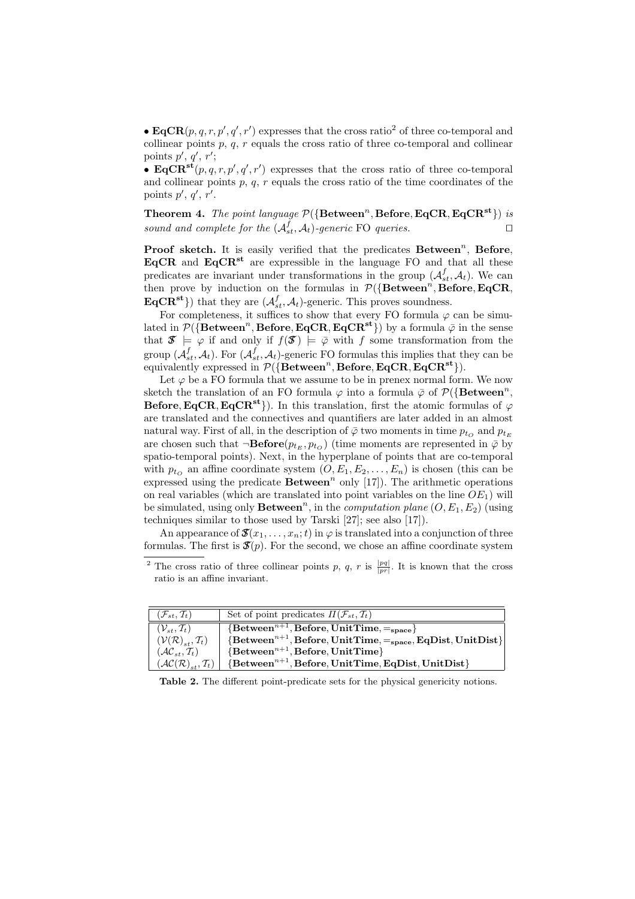• $\mathbf{EqCR}(p, q, r, p', q', r')$ expresses that the cross ratio[2] of three co-temporal and collinear points $p$, $q$, $r$ equals the cross ratio of three co-temporal and collinear points $p'$, $q'$, $r'$;

• $\mathbf{EqCR^{st}}(p, q, r, p', q', r')$ expresses that the cross ratio of three co-temporal and collinear points $p$, $q$, $r$ equals the cross ratio of the time coordinates of the points $p'$, $q'$, $r'$.

**Theorem 4.** *The point language $\mathcal{P}(\{\mathbf{Between}^n, \mathbf{Before}, \mathbf{EqCR}, \mathbf{EqCR^{st}}\})$ is sound and complete for the $(\mathcal{A}^f_{st}, \mathcal{A}_t)$-generic* FO *queries.* □

**Proof sketch.** It is easily verified that the predicates $\mathbf{Between}^n$, $\mathbf{Before}$, $\mathbf{EqCR}$ and $\mathbf{EqCR^{st}}$ are expressible in the language FO and that all these predicates are invariant under transformations in the group $(\mathcal{A}^f_{st}, \mathcal{A}_t)$. We can then prove by induction on the formulas in $\mathcal{P}(\{\mathbf{Between}^n, \mathbf{Before}, \mathbf{EqCR}, \mathbf{EqCR^{st}}\})$ that they are $(\mathcal{A}^f_{st}, \mathcal{A}_t)$-generic. This proves soundness.

For completeness, it suffices to show that every FO formula $\varphi$ can be simulated in $\mathcal{P}(\{\mathbf{Between}^n, \mathbf{Before}, \mathbf{EqCR}, \mathbf{EqCR^{st}}\})$ by a formula $\bar{\varphi}$ in the sense that $\mathfrak{S} \models \varphi$ if and only if $f(\mathfrak{S}) \models \bar{\varphi}$ with $f$ some transformation from the group $(\mathcal{A}^f_{st}, \mathcal{A}_t)$. For $(\mathcal{A}^f_{st}, \mathcal{A}_t)$-generic FO formulas this implies that they can be equivalently expressed in $\mathcal{P}(\{\mathbf{Between}^n, \mathbf{Before}, \mathbf{EqCR}, \mathbf{EqCR^{st}}\})$.

Let $\varphi$ be a FO formula that we assume to be in prenex normal form. We now sketch the translation of an FO formula $\varphi$ into a formula $\bar{\varphi}$ of $\mathcal{P}(\{\mathbf{Between}^n, \mathbf{Before}, \mathbf{EqCR}, \mathbf{EqCR^{st}}\})$. In this translation, first the atomic formulas of $\varphi$ are translated and the connectives and quantifiers are later added in an almost natural way. First of all, in the description of $\bar{\varphi}$ two moments in time $p_{t_O}$ and $p_{t_E}$ are chosen such that $\neg\mathbf{Before}(p_{t_E}, p_{t_O})$ (time moments are represented in $\bar{\varphi}$ by spatio-temporal points). Next, in the hyperplane of points that are co-temporal with $p_{t_O}$ an affine coordinate system $(O, E_1, E_2, \ldots, E_n)$ is chosen (this can be expressed using the predicate $\mathbf{Between}^n$ only [17]). The arithmetic operations on real variables (which are translated into point variables on the line $OE_1$) will be simulated, using only $\mathbf{Between}^n$, in the *computation plane* $(O, E_1, E_2)$ (using techniques similar to those used by Tarski [27]; see also [17]).

An appearance of $\mathfrak{S}(x_1, \ldots, x_n; t)$ in $\varphi$ is translated into a conjunction of three formulas. The first is $\mathfrak{S}(p)$. For the second, we chose an affine coordinate system

[2] The cross ratio of three collinear points $p$, $q$, $r$ is $\frac{|pq|}{|pr|}$. It is known that the cross ratio is an affine invariant.

| $(\mathcal{F}_{st}, \mathcal{T}_t)$ | Set of point predicates $\Pi(\mathcal{F}_{st}, \mathcal{T}_t)$ |
|---|---|
| $(\mathcal{V}_{st}, \mathcal{T}_t)$ | $\{\mathbf{Between}^{n+1}, \mathbf{Before}, \mathbf{UnitTime}, =_{\mathbf{space}}\}$ |
| $(\mathcal{V}(\mathcal{R})_{st}, \mathcal{T}_t)$ | $\{\mathbf{Between}^{n+1}, \mathbf{Before}, \mathbf{UnitTime}, =_{\mathbf{space}}, \mathbf{EqDist}, \mathbf{UnitDist}\}$ |
| $(\mathcal{AC}_{st}, \mathcal{T}_t)$ | $\{\mathbf{Between}^{n+1}, \mathbf{Before}, \mathbf{UnitTime}\}$ |
| $(\mathcal{AC}(\mathcal{R})_{st}, \mathcal{T}_t)$ | $\{\mathbf{Between}^{n+1}, \mathbf{Before}, \mathbf{UnitTime}, \mathbf{EqDist}, \mathbf{UnitDist}\}$ |

**Table 2.** The different point-predicate sets for the physical genericity notions.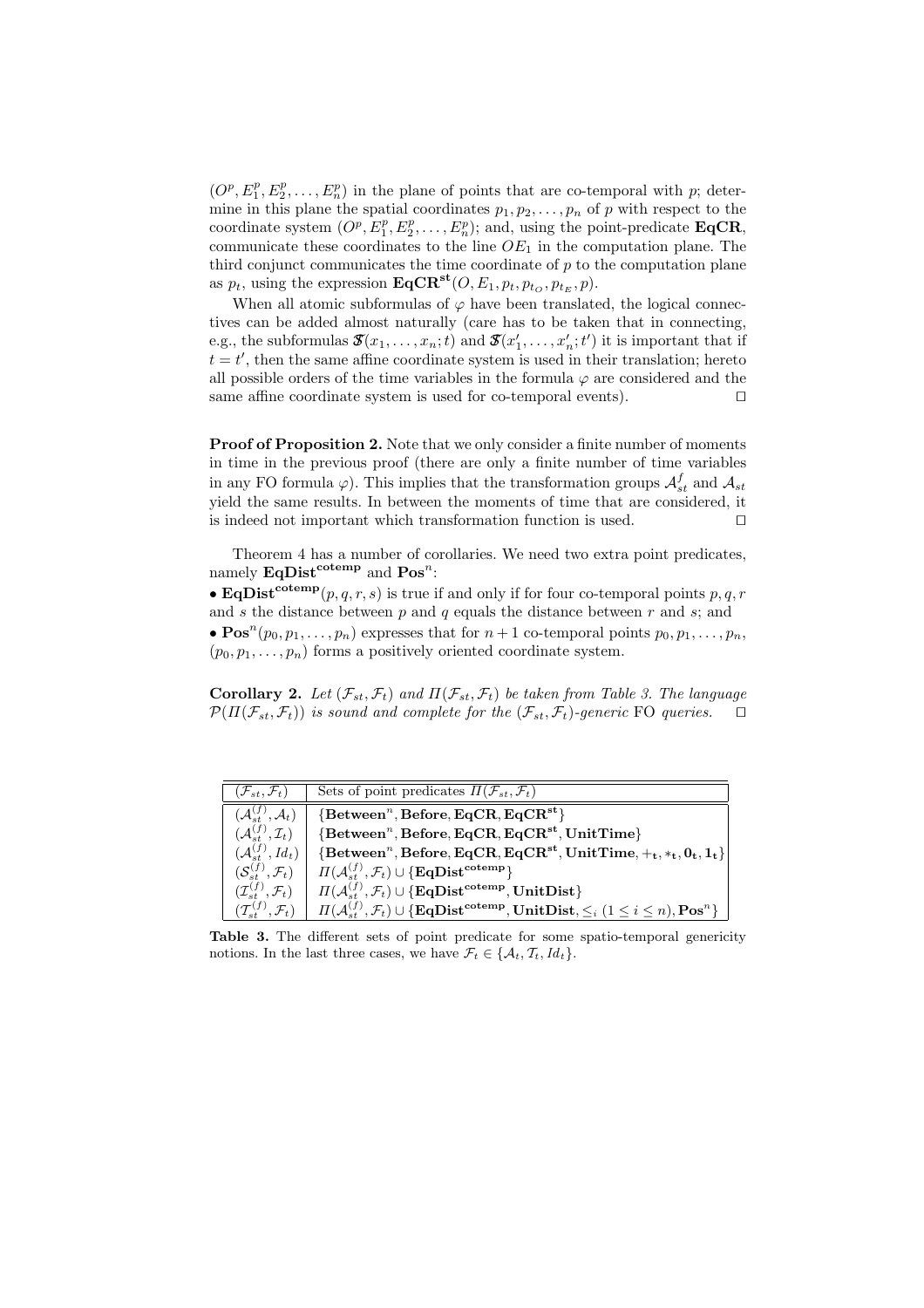$(O^p, E_1^p, E_2^p, \ldots, E_n^p)$ in the plane of points that are co-temporal with $p$; determine in this plane the spatial coordinates $p_1, p_2, \ldots, p_n$ of $p$ with respect to the coordinate system $(O^p, E_1^p, E_2^p, \ldots, E_n^p)$; and, using the point-predicate **EqCR**, communicate these coordinates to the line $OE_1$ in the computation plane. The third conjunct communicates the time coordinate of $p$ to the computation plane as $p_t$, using the expression $\mathbf{EqCR^{st}}(O, E_1, p_t, p_{t_O}, p_{t_E}, p)$.

When all atomic subformulas of $\varphi$ have been translated, the logical connectives can be added almost naturally (care has to be taken that in connecting, e.g., the subformulas $\mathfrak{S}(x_1, \ldots, x_n; t)$ and $\mathfrak{S}(x_1', \ldots, x_n'; t')$ it is important that if $t = t'$, then the same affine coordinate system is used in their translation; hereto all possible orders of the time variables in the formula $\varphi$ are considered and the same affine coordinate system is used for co-temporal events). □

**Proof of Proposition 2.** Note that we only consider a finite number of moments in time in the previous proof (there are only a finite number of time variables in any FO formula $\varphi$). This implies that the transformation groups $\mathcal{A}_{st}^f$ and $\mathcal{A}_{st}$ yield the same results. In between the moments of time that are considered, it is indeed not important which transformation function is used. □

Theorem 4 has a number of corollaries. We need two extra point predicates, namely $\mathbf{EqDist^{cotemp}}$ and $\mathbf{Pos}^n$:

- $\mathbf{EqDist^{cotemp}}(p, q, r, s)$ is true if and only if for four co-temporal points $p, q, r$ and $s$ the distance between $p$ and $q$ equals the distance between $r$ and $s$; and
- $\mathbf{Pos}^n(p_0, p_1, \ldots, p_n)$ expresses that for $n+1$ co-temporal points $p_0, p_1, \ldots, p_n$, $(p_0, p_1, \ldots, p_n)$ forms a positively oriented coordinate system.

**Corollary 2.** *Let $(\mathcal{F}_{st}, \mathcal{F}_t)$ and $\Pi(\mathcal{F}_{st}, \mathcal{F}_t)$ be taken from Table 3. The language $\mathcal{P}(\Pi(\mathcal{F}_{st}, \mathcal{F}_t))$ is sound and complete for the $(\mathcal{F}_{st}, \mathcal{F}_t)$-generic* FO *queries.* □

| $(\mathcal{F}_{st}, \mathcal{F}_t)$ | Sets of point predicates $\Pi(\mathcal{F}_{st}, \mathcal{F}_t)$ |
|---|---|
| $(\mathcal{A}_{st}^{(f)}, \mathcal{A}_t)$ | $\{\mathbf{Between}^n, \mathbf{Before}, \mathbf{EqCR}, \mathbf{EqCR^{st}}\}$ |
| $(\mathcal{A}_{st}^{(f)}, \mathcal{I}_t)$ | $\{\mathbf{Between}^n, \mathbf{Before}, \mathbf{EqCR}, \mathbf{EqCR^{st}}, \mathbf{UnitTime}\}$ |
| $(\mathcal{A}_{st}^{(f)}, Id_t)$ | $\{\mathbf{Between}^n, \mathbf{Before}, \mathbf{EqCR}, \mathbf{EqCR^{st}}, \mathbf{UnitTime}, \mathbf{+_t}, \mathbf{*_t}, \mathbf{0_t}, \mathbf{1_t}\}$ |
| $(\mathcal{S}_{st}^{(f)}, \mathcal{F}_t)$ | $\Pi(\mathcal{A}_{st}^{(f)}, \mathcal{F}_t) \cup \{\mathbf{EqDist^{cotemp}}\}$ |
| $(\mathcal{I}_{st}^{(f)}, \mathcal{F}_t)$ | $\Pi(\mathcal{A}_{st}^{(f)}, \mathcal{F}_t) \cup \{\mathbf{EqDist^{cotemp}}, \mathbf{UnitDist}\}$ |
| $(\mathcal{T}_{st}^{(f)}, \mathcal{F}_t)$ | $\Pi(\mathcal{A}_{st}^{(f)}, \mathcal{F}_t) \cup \{\mathbf{EqDist^{cotemp}}, \mathbf{UnitDist}, \leq_i (1 \leq i \leq n), \mathbf{Pos}^n\}$ |

**Table 3.** The different sets of point predicate for some spatio-temporal genericity notions. In the last three cases, we have $\mathcal{F}_t \in \{\mathcal{A}_t, \mathcal{I}_t, Id_t\}$.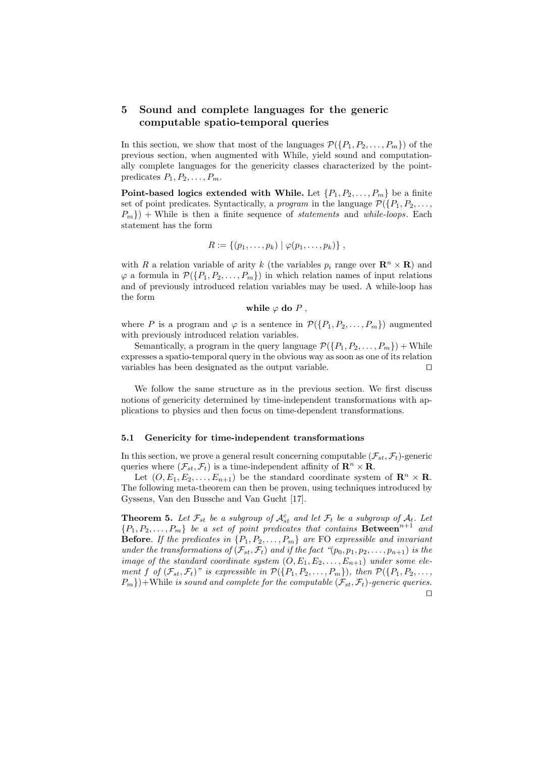## 5 Sound and complete languages for the generic computable spatio-temporal queries

In this section, we show that most of the languages $\mathcal{P}(\{P_1, P_2, \ldots, P_m\})$ of the previous section, when augmented with While, yield sound and computationally complete languages for the genericity classes characterized by the point-predicates $P_1, P_2, \ldots, P_m$.

**Point-based logics extended with While.** Let $\{P_1, P_2, \ldots, P_m\}$ be a finite set of point predicates. Syntactically, a *program* in the language $\mathcal{P}(\{P_1, P_2, \ldots, P_m\})$ + While is then a finite sequence of *statements* and *while-loops*. Each statement has the form

$$R := \{(p_1, \ldots, p_k) \mid \varphi(p_1, \ldots, p_k)\},$$

with $R$ a relation variable of arity $k$ (the variables $p_i$ range over $\mathbf{R}^n \times \mathbf{R}$) and $\varphi$ a formula in $\mathcal{P}(\{P_1, P_2, \ldots, P_m\})$ in which relation names of input relations and of previously introduced relation variables may be used. A while-loop has the form

$$\textbf{while } \varphi \textbf{ do } P,$$

where $P$ is a program and $\varphi$ is a sentence in $\mathcal{P}(\{P_1, P_2, \ldots, P_m\})$ augmented with previously introduced relation variables.

Semantically, a program in the query language $\mathcal{P}(\{P_1, P_2, \ldots, P_m\})$ + While expresses a spatio-temporal query in the obvious way as soon as one of its relation variables has been designated as the output variable. □

We follow the same structure as in the previous section. We first discuss notions of genericity determined by time-independent transformations with applications to physics and then focus on time-dependent transformations.

### 5.1 Genericity for time-independent transformations

In this section, we prove a general result concerning computable $(\mathcal{F}_{st}, \mathcal{F}_t)$-generic queries where $(\mathcal{F}_{st}, \mathcal{F}_t)$ is a time-independent affinity of $\mathbf{R}^n \times \mathbf{R}$.

Let $(O, E_1, E_2, \ldots, E_{n+1})$ be the standard coordinate system of $\mathbf{R}^n \times \mathbf{R}$. The following meta-theorem can then be proven, using techniques introduced by Gyssens, Van den Bussche and Van Gucht [17].

**Theorem 5.** *Let $\mathcal{F}_{st}$ be a subgroup of $\mathcal{A}^c_{st}$ and let $\mathcal{F}_t$ be a subgroup of $\mathcal{A}_t$. Let $\{P_1, P_2, \ldots, P_m\}$ be a set of point predicates that contains* $\mathbf{Between}^{n+1}$ *and* **Before**. *If the predicates in $\{P_1, P_2, \ldots, P_m\}$ are* FO *expressible and invariant under the transformations of $(\mathcal{F}_{st}, \mathcal{F}_t)$ and if the fact "$(p_0, p_1, p_2, \ldots, p_{n+1})$ is the image of the standard coordinate system $(O, E_1, E_2, \ldots, E_{n+1})$ under some element $f$ of $(\mathcal{F}_{st}, \mathcal{F}_t)$" is expressible in $\mathcal{P}(\{P_1, P_2, \ldots, P_m\})$, then $\mathcal{P}(\{P_1, P_2, \ldots, P_m\})$+While is sound and complete for the computable $(\mathcal{F}_{st}, \mathcal{F}_t)$-generic queries.* □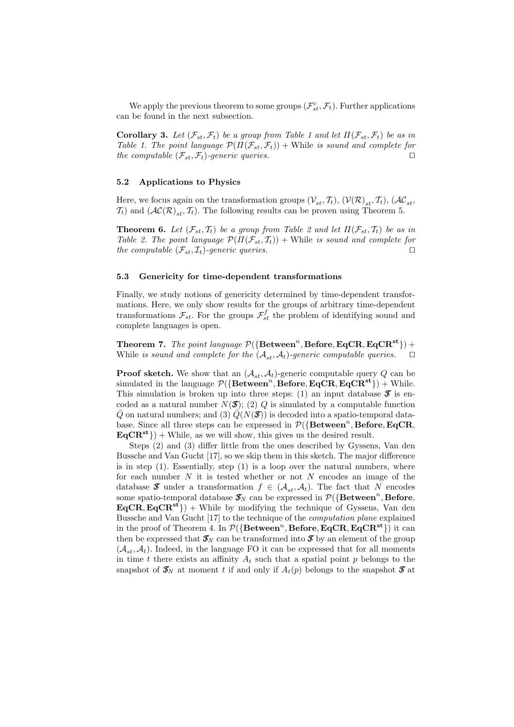We apply the previous theorem to some groups $(\mathcal{F}^c_{st}, \mathcal{F}_t)$. Further applications can be found in the next subsection.

**Corollary 3.** *Let $(\mathcal{F}_{st}, \mathcal{F}_t)$ be a group from Table 1 and let $\Pi(\mathcal{F}_{st}, \mathcal{F}_t)$ be as in Table 1. The point language $\mathcal{P}(\Pi(\mathcal{F}_{st}, \mathcal{F}_t))$ + While is sound and complete for the computable $(\mathcal{F}_{st}, \mathcal{F}_t)$-generic queries.* □

### 5.2 Applications to Physics

Here, we focus again on the transformation groups $(\mathcal{V}_{st}, \mathcal{T}_t)$, $(\mathcal{V}(\mathcal{R})_{st}, \mathcal{T}_t)$, $(\mathcal{AC}_{st}, \mathcal{T}_t)$ and $(\mathcal{AC}(\mathcal{R})_{st}, \mathcal{T}_t)$. The following results can be proven using Theorem 5.

**Theorem 6.** *Let $(\mathcal{F}_{st}, \mathcal{T}_t)$ be a group from Table 2 and let $\Pi(\mathcal{F}_{st}, \mathcal{T}_t)$ be as in Table 2. The point language $\mathcal{P}(\Pi(\mathcal{F}_{st}, \mathcal{T}_t))$ + While is sound and complete for the computable $(\mathcal{F}_{st}, \mathcal{I}_t)$-generic queries.* □

### 5.3 Genericity for time-dependent transformations

Finally, we study notions of genericity determined by time-dependent transformations. Here, we only show results for the groups of arbitrary time-dependent transformations $\mathcal{F}_{st}$. For the groups $\mathcal{F}^f_{st}$ the problem of identifying sound and complete languages is open.

**Theorem 7.** *The point language $\mathcal{P}(\{\mathbf{Between}^n, \mathbf{Before}, \mathbf{EqCR}, \mathbf{EqCR^{st}}\})$ + While is sound and complete for the $(\mathcal{A}_{st}, \mathcal{A}_t)$-generic computable queries.* □

**Proof sketch.** We show that an $(\mathcal{A}_{st}, \mathcal{A}_t)$-generic computable query $Q$ can be simulated in the language $\mathcal{P}(\{\mathbf{Between}^n, \mathbf{Before}, \mathbf{EqCR}, \mathbf{EqCR^{st}}\})$ + While. This simulation is broken up into three steps: (1) an input database $\mathfrak{F}$ is encoded as a natural number $N(\mathfrak{F})$; (2) $Q$ is simulated by a computable function $\bar{Q}$ on natural numbers; and (3) $\bar{Q}(N(\mathfrak{F}))$ is decoded into a spatio-temporal database. Since all three steps can be expressed in $\mathcal{P}(\{\mathbf{Between}^n, \mathbf{Before}, \mathbf{EqCR}, \mathbf{EqCR^{st}}\})$ + While, as we will show, this gives us the desired result.

Steps (2) and (3) differ little from the ones described by Gyssens, Van den Bussche and Van Gucht [17], so we skip them in this sketch. The major difference is in step (1). Essentially, step (1) is a loop over the natural numbers, where for each number $N$ it is tested whether or not $N$ encodes an image of the database $\mathfrak{F}$ under a transformation $f \in (\mathcal{A}_{st}, \mathcal{A}_t)$. The fact that $N$ encodes some spatio-temporal database $\mathfrak{F}_N$ can be expressed in $\mathcal{P}(\{\mathbf{Between}^n, \mathbf{Before}, \mathbf{EqCR}, \mathbf{EqCR^{st}}\})$ + While by modifying the technique of Gyssens, Van den Bussche and Van Gucht [17] to the technique of the *computation plane* explained in the proof of Theorem 4. In $\mathcal{P}(\{\mathbf{Between}^n, \mathbf{Before}, \mathbf{EqCR}, \mathbf{EqCR^{st}}\})$ it can then be expressed that $\mathfrak{F}_N$ can be transformed into $\mathfrak{F}$ by an element of the group $(\mathcal{A}_{st}, \mathcal{A}_t)$. Indeed, in the language FO it can be expressed that for all moments in time $t$ there exists an affinity $A_t$ such that a spatial point $p$ belongs to the snapshot of $\mathfrak{F}_N$ at moment $t$ if and only if $A_t(p)$ belongs to the snapshot $\mathfrak{F}$ at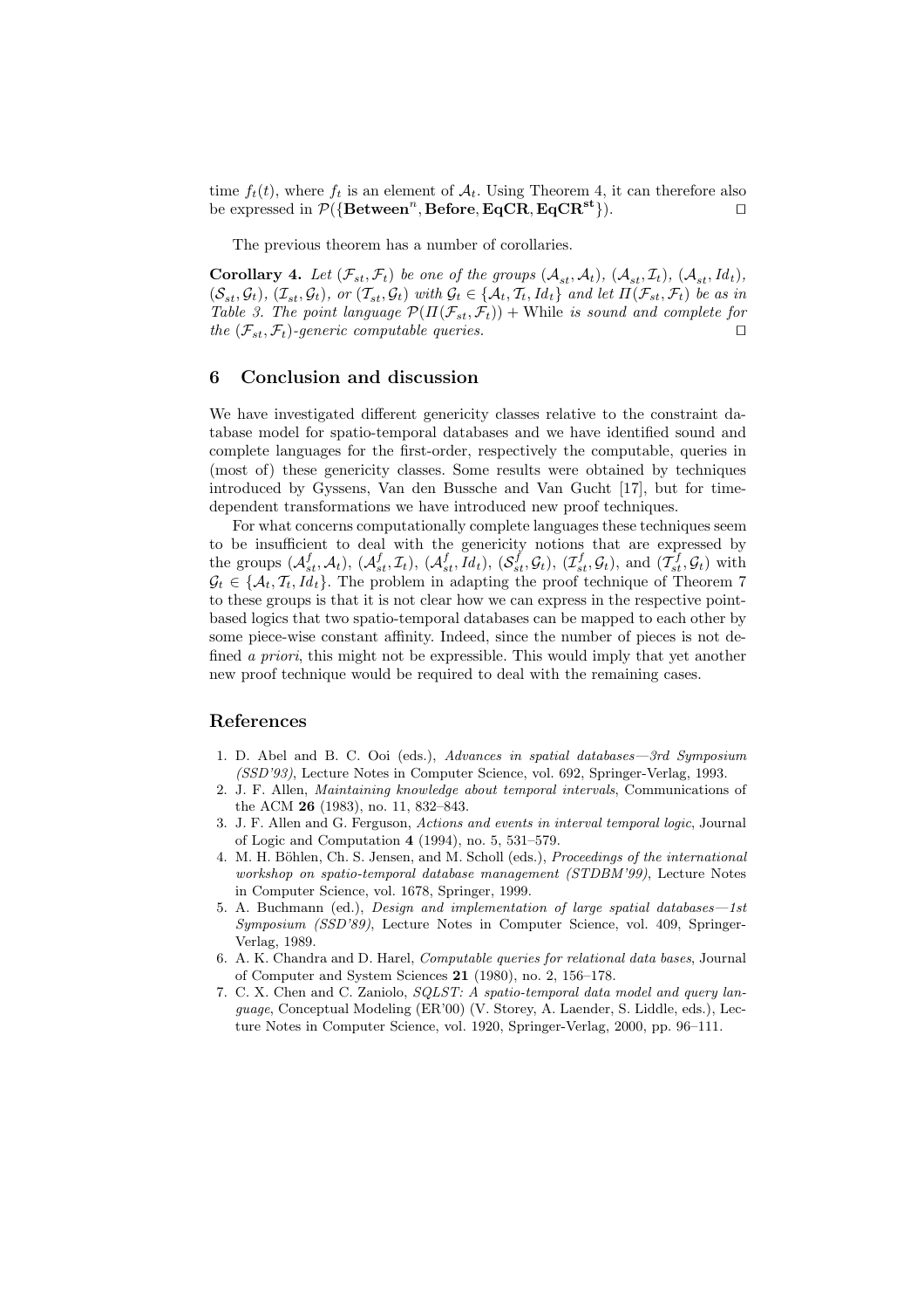time $f_t(t)$, where $f_t$ is an element of $\mathcal{A}_t$. Using Theorem 4, it can therefore also be expressed in $\mathcal{P}(\{\mathbf{Between}^n, \mathbf{Before}, \mathbf{EqCR}, \mathbf{EqCR^{st}}\})$. □

The previous theorem has a number of corollaries.

**Corollary 4.** *Let $(\mathcal{F}_{st}, \mathcal{F}_t)$ be one of the groups $(\mathcal{A}_{st}, \mathcal{A}_t)$, $(\mathcal{A}_{st}, \mathcal{I}_t)$, $(\mathcal{A}_{st}, Id_t)$, $(\mathcal{S}_{st}, \mathcal{G}_t)$, $(\mathcal{I}_{st}, \mathcal{G}_t)$, or $(\mathcal{T}_{st}, \mathcal{G}_t)$ with $\mathcal{G}_t \in \{\mathcal{A}_t, \mathcal{T}_t, Id_t\}$ and let $\Pi(\mathcal{F}_{st}, \mathcal{F}_t)$ be as in Table 3. The point language $\mathcal{P}(\Pi(\mathcal{F}_{st}, \mathcal{F}_t))$ + While is sound and complete for the $(\mathcal{F}_{st}, \mathcal{F}_t)$-generic computable queries.* □

## 6 Conclusion and discussion

We have investigated different genericity classes relative to the constraint database model for spatio-temporal databases and we have identified sound and complete languages for the first-order, respectively the computable, queries in (most of) these genericity classes. Some results were obtained by techniques introduced by Gyssens, Van den Bussche and Van Gucht [17], but for time-dependent transformations we have introduced new proof techniques.

For what concerns computationally complete languages these techniques seem to be insufficient to deal with the genericity notions that are expressed by the groups $(\mathcal{A}^f_{st}, \mathcal{A}_t)$, $(\mathcal{A}^f_{st}, \mathcal{I}_t)$, $(\mathcal{A}^f_{st}, Id_t)$, $(\mathcal{S}^f_{st}, \mathcal{G}_t)$, $(\mathcal{I}^f_{st}, \mathcal{G}_t)$, and $(\mathcal{T}^f_{st}, \mathcal{G}_t)$ with $\mathcal{G}_t \in \{\mathcal{A}_t, \mathcal{I}_t, Id_t\}$. The problem in adapting the proof technique of Theorem 7 to these groups is that it is not clear how we can express in the respective point-based logics that two spatio-temporal databases can be mapped to each other by some piece-wise constant affinity. Indeed, since the number of pieces is not defined *a priori*, this might not be expressible. This would imply that yet another new proof technique would be required to deal with the remaining cases.

## References

1. D. Abel and B. C. Ooi (eds.), *Advances in spatial databases—3rd Symposium (SSD'93)*, Lecture Notes in Computer Science, vol. 692, Springer-Verlag, 1993.
2. J. F. Allen, *Maintaining knowledge about temporal intervals*, Communications of the ACM **26** (1983), no. 11, 832–843.
3. J. F. Allen and G. Ferguson, *Actions and events in interval temporal logic*, Journal of Logic and Computation **4** (1994), no. 5, 531–579.
4. M. H. Böhlen, Ch. S. Jensen, and M. Scholl (eds.), *Proceedings of the international workshop on spatio-temporal database management (STDBM'99)*, Lecture Notes in Computer Science, vol. 1678, Springer, 1999.
5. A. Buchmann (ed.), *Design and implementation of large spatial databases—1st Symposium (SSD'89)*, Lecture Notes in Computer Science, vol. 409, Springer-Verlag, 1989.
6. A. K. Chandra and D. Harel, *Computable queries for relational data bases*, Journal of Computer and System Sciences **21** (1980), no. 2, 156–178.
7. C. X. Chen and C. Zaniolo, *SQLST: A spatio-temporal data model and query language*, Conceptual Modeling (ER'00) (V. Storey, A. Laender, S. Liddle, eds.), Lecture Notes in Computer Science, vol. 1920, Springer-Verlag, 2000, pp. 96–111.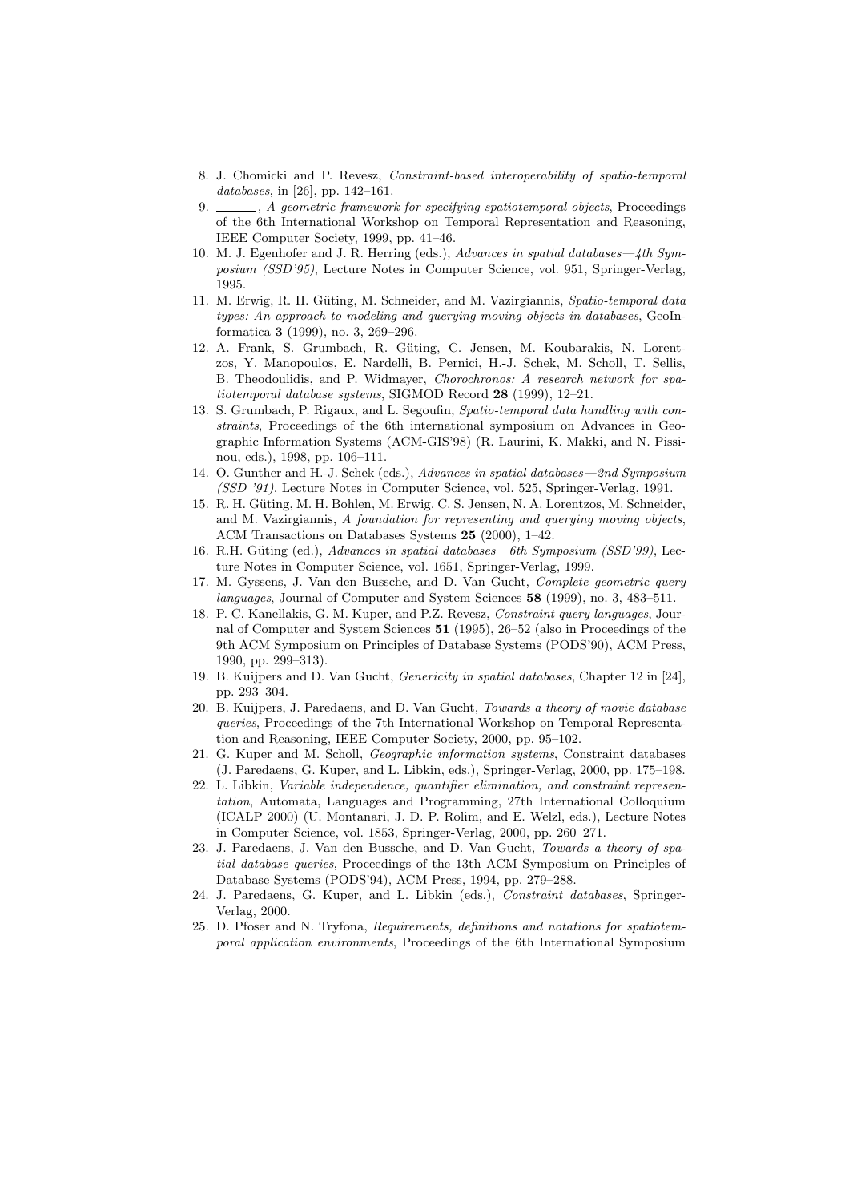8. J. Chomicki and P. Revesz, *Constraint-based interoperability of spatio-temporal databases*, in [26], pp. 142–161.
9. ______, *A geometric framework for specifying spatiotemporal objects*, Proceedings of the 6th International Workshop on Temporal Representation and Reasoning, IEEE Computer Society, 1999, pp. 41–46.
10. M. J. Egenhofer and J. R. Herring (eds.), *Advances in spatial databases—4th Symposium (SSD'95)*, Lecture Notes in Computer Science, vol. 951, Springer-Verlag, 1995.
11. M. Erwig, R. H. Güting, M. Schneider, and M. Vazirgiannis, *Spatio-temporal data types: An approach to modeling and querying moving objects in databases*, GeoInformatica **3** (1999), no. 3, 269–296.
12. A. Frank, S. Grumbach, R. Güting, C. Jensen, M. Koubarakis, N. Lorentzos, Y. Manopoulos, E. Nardelli, B. Pernici, H.-J. Schek, M. Scholl, T. Sellis, B. Theodoulidis, and P. Widmayer, *Chorochronos: A research network for spatiotemporal database systems*, SIGMOD Record **28** (1999), 12–21.
13. S. Grumbach, P. Rigaux, and L. Segoufin, *Spatio-temporal data handling with constraints*, Proceedings of the 6th international symposium on Advances in Geographic Information Systems (ACM-GIS'98) (R. Laurini, K. Makki, and N. Pissinou, eds.), 1998, pp. 106–111.
14. O. Gunther and H.-J. Schek (eds.), *Advances in spatial databases—2nd Symposium (SSD '91)*, Lecture Notes in Computer Science, vol. 525, Springer-Verlag, 1991.
15. R. H. Güting, M. H. Bohlen, M. Erwig, C. S. Jensen, N. A. Lorentzos, M. Schneider, and M. Vazirgiannis, *A foundation for representing and querying moving objects*, ACM Transactions on Databases Systems **25** (2000), 1–42.
16. R.H. Güting (ed.), *Advances in spatial databases—6th Symposium (SSD'99)*, Lecture Notes in Computer Science, vol. 1651, Springer-Verlag, 1999.
17. M. Gyssens, J. Van den Bussche, and D. Van Gucht, *Complete geometric query languages*, Journal of Computer and System Sciences **58** (1999), no. 3, 483–511.
18. P. C. Kanellakis, G. M. Kuper, and P.Z. Revesz, *Constraint query languages*, Journal of Computer and System Sciences **51** (1995), 26–52 (also in Proceedings of the 9th ACM Symposium on Principles of Database Systems (PODS'90), ACM Press, 1990, pp. 299–313).
19. B. Kuijpers and D. Van Gucht, *Genericity in spatial databases*, Chapter 12 in [24], pp. 293–304.
20. B. Kuijpers, J. Paredaens, and D. Van Gucht, *Towards a theory of movie database queries*, Proceedings of the 7th International Workshop on Temporal Representation and Reasoning, IEEE Computer Society, 2000, pp. 95–102.
21. G. Kuper and M. Scholl, *Geographic information systems*, Constraint databases (J. Paredaens, G. Kuper, and L. Libkin, eds.), Springer-Verlag, 2000, pp. 175–198.
22. L. Libkin, *Variable independence, quantifier elimination, and constraint representation*, Automata, Languages and Programming, 27th International Colloquium (ICALP 2000) (U. Montanari, J. D. P. Rolim, and E. Welzl, eds.), Lecture Notes in Computer Science, vol. 1853, Springer-Verlag, 2000, pp. 260–271.
23. J. Paredaens, J. Van den Bussche, and D. Van Gucht, *Towards a theory of spatial database queries*, Proceedings of the 13th ACM Symposium on Principles of Database Systems (PODS'94), ACM Press, 1994, pp. 279–288.
24. J. Paredaens, G. Kuper, and L. Libkin (eds.), *Constraint databases*, Springer-Verlag, 2000.
25. D. Pfoser and N. Tryfona, *Requirements, definitions and notations for spatiotemporal application environments*, Proceedings of the 6th International Symposium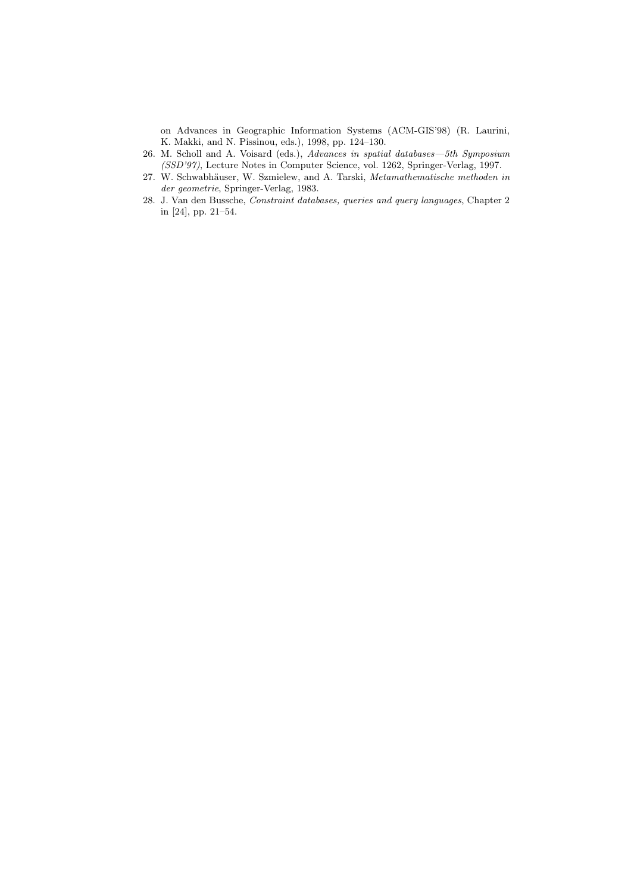on Advances in Geographic Information Systems (ACM-GIS'98) (R. Laurini, K. Makki, and N. Pissinou, eds.), 1998, pp. 124–130.

26. M. Scholl and A. Voisard (eds.), *Advances in spatial databases—5th Symposium (SSD'97)*, Lecture Notes in Computer Science, vol. 1262, Springer-Verlag, 1997.
27. W. Schwabhäuser, W. Szmielew, and A. Tarski, *Metamathematische methoden in der geometrie*, Springer-Verlag, 1983.
28. J. Van den Bussche, *Constraint databases, queries and query languages*, Chapter 2 in [24], pp. 21–54.